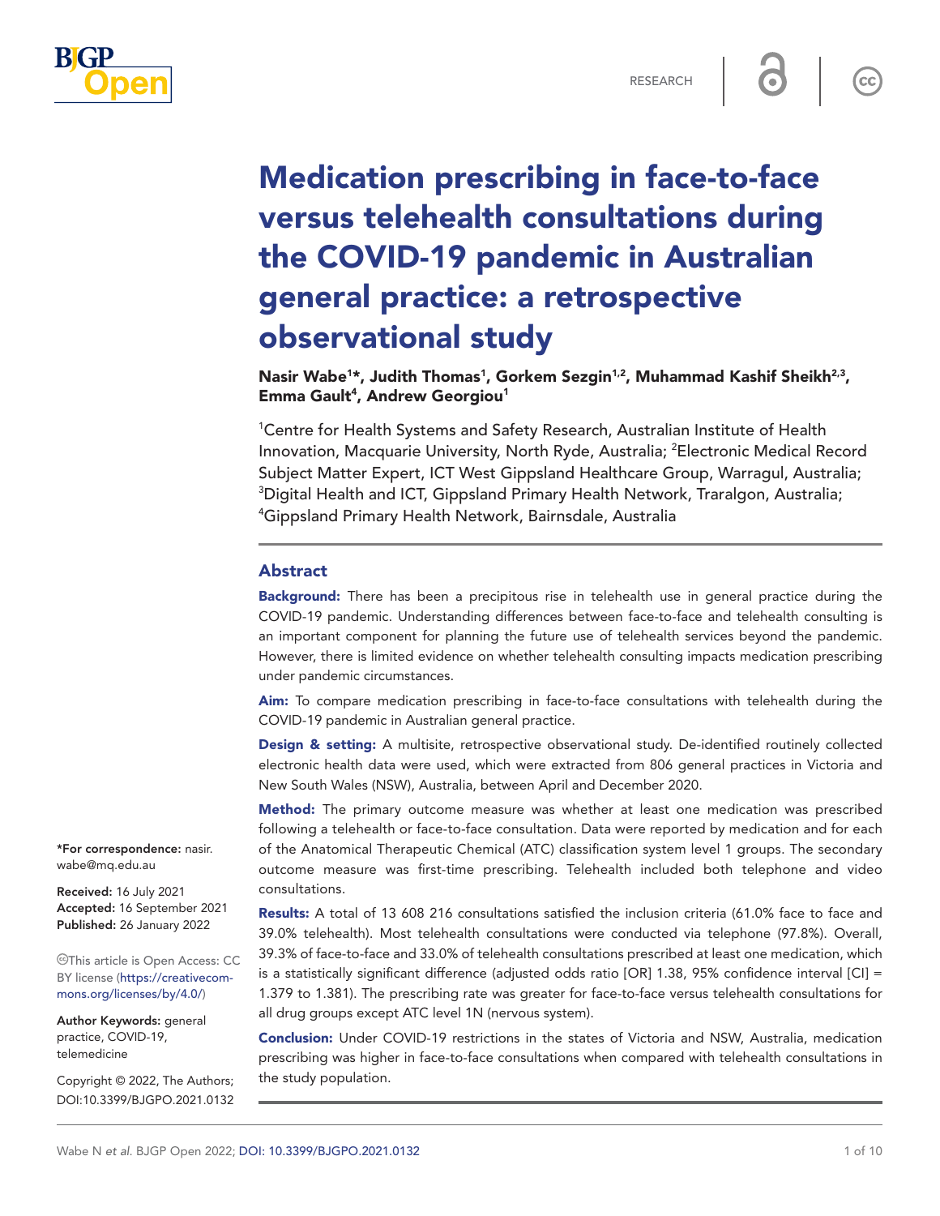# Medication prescribing in face-to-face versus telehealth consultations during the COVID-19 pandemic in Australian general practice: a retrospective observational study

**Nasir Wabe[1]*, Judith Thomas[1], Gorkem Sezgin[1,2], Muhammad Kashif Sheikh[2,3], Emma Gault[4], Andrew Georgiou[1]**

[1]Centre for Health Systems and Safety Research, Australian Institute of Health Innovation, Macquarie University, North Ryde, Australia; [2]Electronic Medical Record Subject Matter Expert, ICT West Gippsland Healthcare Group, Warragul, Australia; [3]Digital Health and ICT, Gippsland Primary Health Network, Traralgon, Australia; [4]Gippsland Primary Health Network, Bairnsdale, Australia

## Abstract

**Background:** There has been a precipitous rise in telehealth use in general practice during the COVID-19 pandemic. Understanding differences between face-to-face and telehealth consulting is an important component for planning the future use of telehealth services beyond the pandemic. However, there is limited evidence on whether telehealth consulting impacts medication prescribing under pandemic circumstances.

**Aim:** To compare medication prescribing in face-to-face consultations with telehealth during the COVID-19 pandemic in Australian general practice.

**Design & setting:** A multisite, retrospective observational study. De-identified routinely collected electronic health data were used, which were extracted from 806 general practices in Victoria and New South Wales (NSW), Australia, between April and December 2020.

**Method:** The primary outcome measure was whether at least one medication was prescribed following a telehealth or face-to-face consultation. Data were reported by medication and for each of the Anatomical Therapeutic Chemical (ATC) classification system level 1 groups. The secondary outcome measure was first-time prescribing. Telehealth included both telephone and video consultations.

**Results:** A total of 13 608 216 consultations satisfied the inclusion criteria (61.0% face to face and 39.0% telehealth). Most telehealth consultations were conducted via telephone (97.8%). Overall, 39.3% of face-to-face and 33.0% of telehealth consultations prescribed at least one medication, which is a statistically significant difference (adjusted odds ratio [OR] 1.38, 95% confidence interval [CI] = 1.379 to 1.381). The prescribing rate was greater for face-to-face versus telehealth consultations for all drug groups except ATC level 1N (nervous system).

**Conclusion:** Under COVID-19 restrictions in the states of Victoria and NSW, Australia, medication prescribing was higher in face-to-face consultations when compared with telehealth consultations in the study population.

*For correspondence: nasir.wabe@mq.edu.au

**Received:** 16 July 2021
**Accepted:** 16 September 2021
**Published:** 26 January 2022

This article is Open Access: CC BY license (https://creativecommons.org/licenses/by/4.0/)

**Author Keywords:** general practice, COVID-19, telemedicine

Copyright © 2022, The Authors;
DOI:10.3399/BJGPO.2021.0132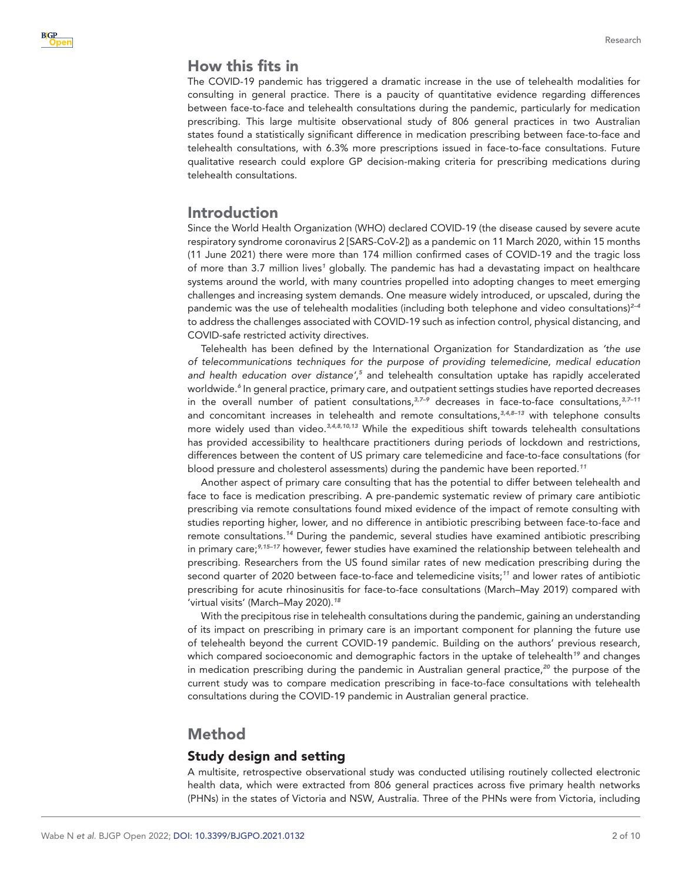## How this fits in

The COVID-19 pandemic has triggered a dramatic increase in the use of telehealth modalities for consulting in general practice. There is a paucity of quantitative evidence regarding differences between face-to-face and telehealth consultations during the pandemic, particularly for medication prescribing. This large multisite observational study of 806 general practices in two Australian states found a statistically significant difference in medication prescribing between face-to-face and telehealth consultations, with 6.3% more prescriptions issued in face-to-face consultations. Future qualitative research could explore GP decision-making criteria for prescribing medications during telehealth consultations.

## Introduction

Since the World Health Organization (WHO) declared COVID-19 (the disease caused by severe acute respiratory syndrome coronavirus 2 [SARS-CoV-2]) as a pandemic on 11 March 2020, within 15 months (11 June 2021) there were more than 174 million confirmed cases of COVID-19 and the tragic loss of more than 3.7 million lives[1] globally. The pandemic has had a devastating impact on healthcare systems around the world, with many countries propelled into adopting changes to meet emerging challenges and increasing system demands. One measure widely introduced, or upscaled, during the pandemic was the use of telehealth modalities (including both telephone and video consultations)[2–4] to address the challenges associated with COVID-19 such as infection control, physical distancing, and COVID-safe restricted activity directives.

Telehealth has been defined by the International Organization for Standardization as *'the use of telecommunications techniques for the purpose of providing telemedicine, medical education and health education over distance'*,[5] and telehealth consultation uptake has rapidly accelerated worldwide.[6] In general practice, primary care, and outpatient settings studies have reported decreases in the overall number of patient consultations,[3,7–9] decreases in face-to-face consultations,[3,7–11] and concomitant increases in telehealth and remote consultations,[3,4,8–13] with telephone consults more widely used than video.[3,4,8,10,13] While the expeditious shift towards telehealth consultations has provided accessibility to healthcare practitioners during periods of lockdown and restrictions, differences between the content of US primary care telemedicine and face-to-face consultations (for blood pressure and cholesterol assessments) during the pandemic have been reported.[11]

Another aspect of primary care consulting that has the potential to differ between telehealth and face to face is medication prescribing. A pre-pandemic systematic review of primary care antibiotic prescribing via remote consultations found mixed evidence of the impact of remote consulting with studies reporting higher, lower, and no difference in antibiotic prescribing between face-to-face and remote consultations.[14] During the pandemic, several studies have examined antibiotic prescribing in primary care;[9,15–17] however, fewer studies have examined the relationship between telehealth and prescribing. Researchers from the US found similar rates of new medication prescribing during the second quarter of 2020 between face-to-face and telemedicine visits;[11] and lower rates of antibiotic prescribing for acute rhinosinusitis for face-to-face consultations (March–May 2019) compared with 'virtual visits' (March–May 2020).[18]

With the precipitous rise in telehealth consultations during the pandemic, gaining an understanding of its impact on prescribing in primary care is an important component for planning the future use of telehealth beyond the current COVID-19 pandemic. Building on the authors' previous research, which compared socioeconomic and demographic factors in the uptake of telehealth[19] and changes in medication prescribing during the pandemic in Australian general practice,[20] the purpose of the current study was to compare medication prescribing in face-to-face consultations with telehealth consultations during the COVID-19 pandemic in Australian general practice.

## Method

### Study design and setting

A multisite, retrospective observational study was conducted utilising routinely collected electronic health data, which were extracted from 806 general practices across five primary health networks (PHNs) in the states of Victoria and NSW, Australia. Three of the PHNs were from Victoria, including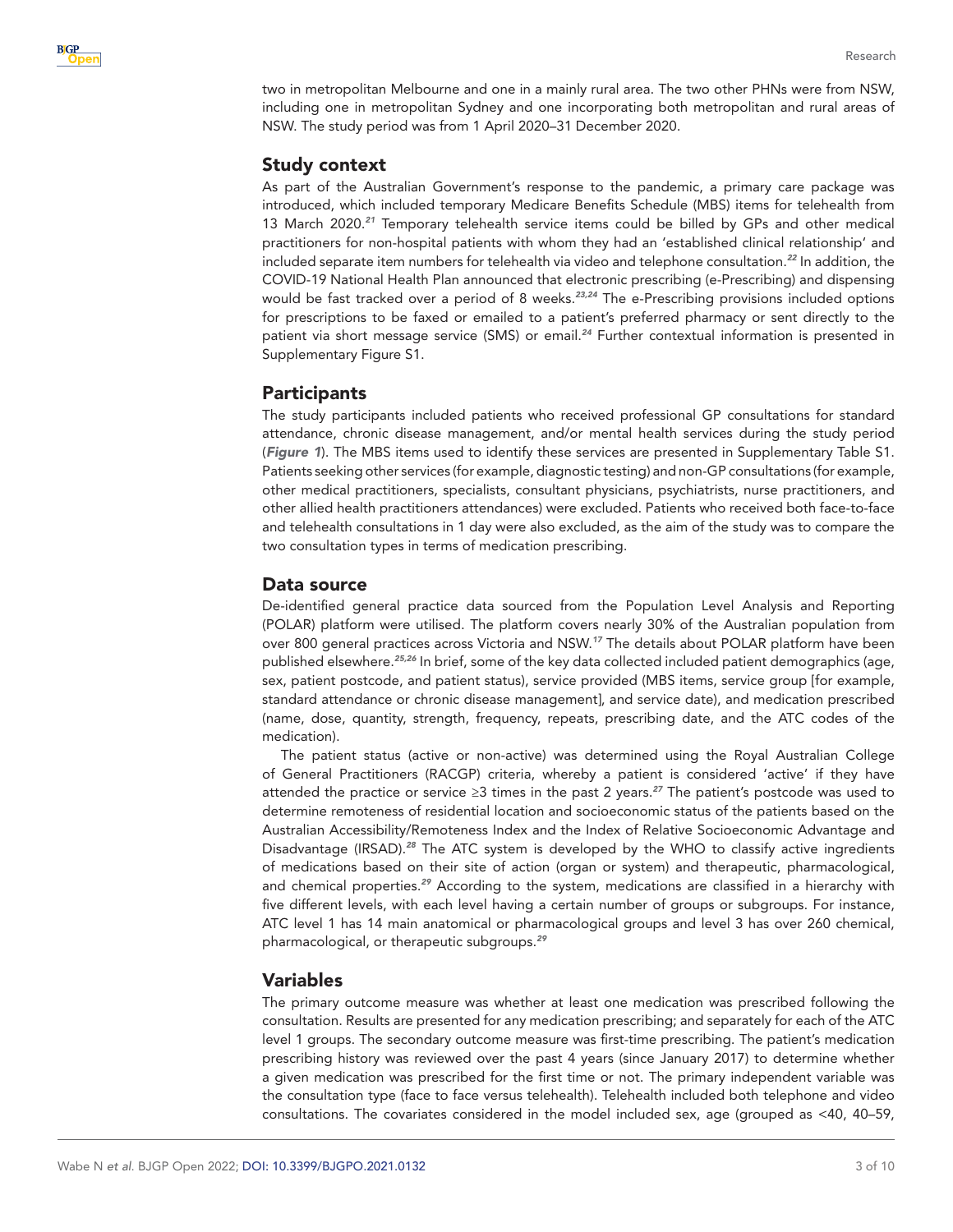two in metropolitan Melbourne and one in a mainly rural area. The two other PHNs were from NSW, including one in metropolitan Sydney and one incorporating both metropolitan and rural areas of NSW. The study period was from 1 April 2020–31 December 2020.

## Study context

As part of the Australian Government's response to the pandemic, a primary care package was introduced, which included temporary Medicare Benefits Schedule (MBS) items for telehealth from 13 March 2020.[21] Temporary telehealth service items could be billed by GPs and other medical practitioners for non-hospital patients with whom they had an 'established clinical relationship' and included separate item numbers for telehealth via video and telephone consultation.[22] In addition, the COVID-19 National Health Plan announced that electronic prescribing (e-Prescribing) and dispensing would be fast tracked over a period of 8 weeks.[23,24] The e-Prescribing provisions included options for prescriptions to be faxed or emailed to a patient's preferred pharmacy or sent directly to the patient via short message service (SMS) or email.[24] Further contextual information is presented in Supplementary Figure S1.

## Participants

The study participants included patients who received professional GP consultations for standard attendance, chronic disease management, and/or mental health services during the study period (***Figure 1***). The MBS items used to identify these services are presented in Supplementary Table S1. Patients seeking other services (for example, diagnostic testing) and non-GP consultations (for example, other medical practitioners, specialists, consultant physicians, psychiatrists, nurse practitioners, and other allied health practitioners attendances) were excluded. Patients who received both face-to-face and telehealth consultations in 1 day were also excluded, as the aim of the study was to compare the two consultation types in terms of medication prescribing.

## Data source

De-identified general practice data sourced from the Population Level Analysis and Reporting (POLAR) platform were utilised. The platform covers nearly 30% of the Australian population from over 800 general practices across Victoria and NSW.[17] The details about POLAR platform have been published elsewhere.[25,26] In brief, some of the key data collected included patient demographics (age, sex, patient postcode, and patient status), service provided (MBS items, service group [for example, standard attendance or chronic disease management], and service date), and medication prescribed (name, dose, quantity, strength, frequency, repeats, prescribing date, and the ATC codes of the medication).

The patient status (active or non-active) was determined using the Royal Australian College of General Practitioners (RACGP) criteria, whereby a patient is considered 'active' if they have attended the practice or service ≥3 times in the past 2 years.[27] The patient's postcode was used to determine remoteness of residential location and socioeconomic status of the patients based on the Australian Accessibility/Remoteness Index and the Index of Relative Socioeconomic Advantage and Disadvantage (IRSAD).[28] The ATC system is developed by the WHO to classify active ingredients of medications based on their site of action (organ or system) and therapeutic, pharmacological, and chemical properties.[29] According to the system, medications are classified in a hierarchy with five different levels, with each level having a certain number of groups or subgroups. For instance, ATC level 1 has 14 main anatomical or pharmacological groups and level 3 has over 260 chemical, pharmacological, or therapeutic subgroups.[29]

## Variables

The primary outcome measure was whether at least one medication was prescribed following the consultation. Results are presented for any medication prescribing; and separately for each of the ATC level 1 groups. The secondary outcome measure was first-time prescribing. The patient's medication prescribing history was reviewed over the past 4 years (since January 2017) to determine whether a given medication was prescribed for the first time or not. The primary independent variable was the consultation type (face to face versus telehealth). Telehealth included both telephone and video consultations. The covariates considered in the model included sex, age (grouped as <40, 40–59,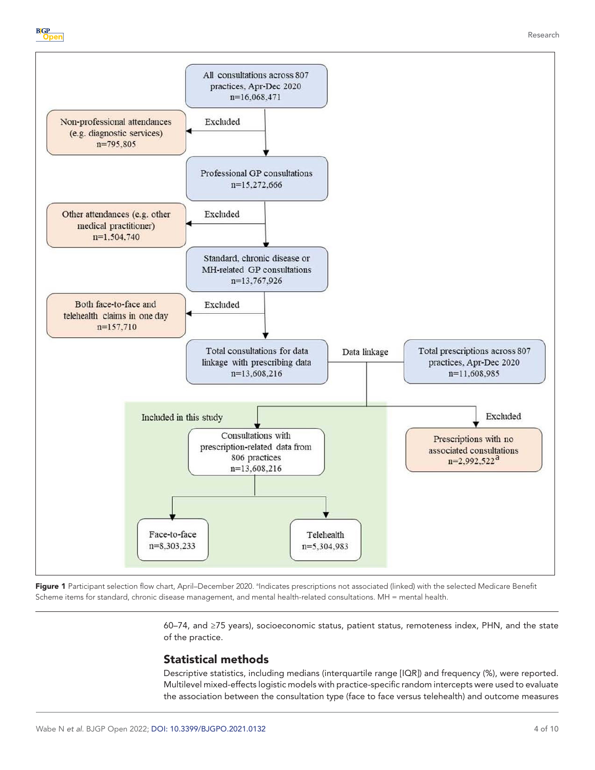All consultations across 807 practices, Apr-Dec 2020
n=16,068,471

Excluded: Non-professional attendances (e.g. diagnostic services) n=795,805

Professional GP consultations
n=15,272,666

Excluded: Other attendances (e.g. other medical practitioner) n=1,504,740

Standard, chronic disease or MH-related GP consultations
n=13,767,926

Excluded: Both face-to-face and telehealth claims in one day n=157,710

Total consultations for data linkage with prescribing data
n=13,608,216

Data linkage

Total prescriptions across 807 practices, Apr-Dec 2020
n=11,608,985

Included in this study

Consultations with prescription-related data from 806 practices
n=13,608,216

Face-to-face
n=8,303,233

Telehealth
n=5,304,983

Excluded: Prescriptions with no associated consultations n=2,992,522[a]

**Figure 1** Participant selection flow chart, April–December 2020. [a]Indicates prescriptions not associated (linked) with the selected Medicare Benefit Scheme items for standard, chronic disease management, and mental health-related consultations. MH = mental health.

60–74, and ≥75 years), socioeconomic status, patient status, remoteness index, PHN, and the state of the practice.

## Statistical methods

Descriptive statistics, including medians (interquartile range [IQR]) and frequency (%), were reported. Multilevel mixed-effects logistic models with practice-specific random intercepts were used to evaluate the association between the consultation type (face to face versus telehealth) and outcome measures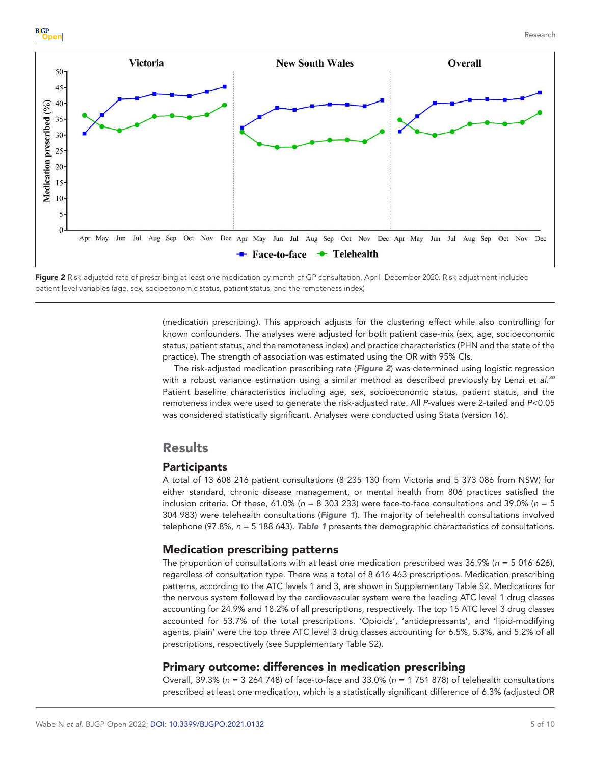Figure 2 Risk-adjusted rate of prescribing at least one medication by month of GP consultation, April–December 2020. Risk-adjustment included patient level variables (age, sex, socioeconomic status, patient status, and the remoteness index)

(medication prescribing). This approach adjusts for the clustering effect while also controlling for known confounders. The analyses were adjusted for both patient case-mix (sex, age, socioeconomic status, patient status, and the remoteness index) and practice characteristics (PHN and the state of the practice). The strength of association was estimated using the OR with 95% CIs.

The risk-adjusted medication prescribing rate (***Figure 2***) was determined using logistic regression with a robust variance estimation using a similar method as described previously by Lenzi *et al.*[30] Patient baseline characteristics including age, sex, socioeconomic status, patient status, and the remoteness index were used to generate the risk-adjusted rate. All *P*-values were 2-tailed and *P*<0.05 was considered statistically significant. Analyses were conducted using Stata (version 16).

## Results

### Participants

A total of 13 608 216 patient consultations (8 235 130 from Victoria and 5 373 086 from NSW) for either standard, chronic disease management, or mental health from 806 practices satisfied the inclusion criteria. Of these, 61.0% (*n* = 8 303 233) were face-to-face consultations and 39.0% (*n* = 5 304 983) were telehealth consultations (***Figure 1***). The majority of telehealth consultations involved telephone (97.8%, *n* = 5 188 643). ***Table 1*** presents the demographic characteristics of consultations.

### Medication prescribing patterns

The proportion of consultations with at least one medication prescribed was 36.9% (*n* = 5 016 626), regardless of consultation type. There was a total of 8 616 463 prescriptions. Medication prescribing patterns, according to the ATC levels 1 and 3, are shown in Supplementary Table S2. Medications for the nervous system followed by the cardiovascular system were the leading ATC level 1 drug classes accounting for 24.9% and 18.2% of all prescriptions, respectively. The top 15 ATC level 3 drug classes accounted for 53.7% of the total prescriptions. 'Opioids', 'antidepressants', and 'lipid-modifying agents, plain' were the top three ATC level 3 drug classes accounting for 6.5%, 5.3%, and 5.2% of all prescriptions, respectively (see Supplementary Table S2).

### Primary outcome: differences in medication prescribing

Overall, 39.3% (*n* = 3 264 748) of face-to-face and 33.0% (*n* = 1 751 878) of telehealth consultations prescribed at least one medication, which is a statistically significant difference of 6.3% (adjusted OR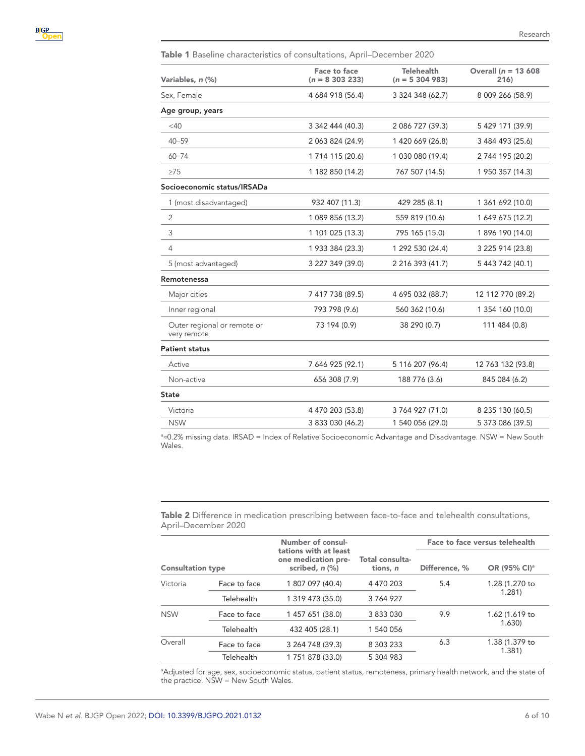**Table 1** Baseline characteristics of consultations, April–December 2020

| Variables, *n* (%) | Face to face (*n* = 8 303 233) | Telehealth (*n* = 5 304 983) | Overall (*n* = 13 608 216) |
|---|---|---|---|
| Sex, Female | 4 684 918 (56.4) | 3 324 348 (62.7) | 8 009 266 (58.9) |
| **Age group, years** | | | |
| <40 | 3 342 444 (40.3) | 2 086 727 (39.3) | 5 429 171 (39.9) |
| 40–59 | 2 063 824 (24.9) | 1 420 669 (26.8) | 3 484 493 (25.6) |
| 60–74 | 1 714 115 (20.6) | 1 030 080 (19.4) | 2 744 195 (20.2) |
| ≥75 | 1 182 850 (14.2) | 767 507 (14.5) | 1 950 357 (14.3) |
| **Socioeconomic status/IRSAD[a]** | | | |
| 1 (most disadvantaged) | 932 407 (11.3) | 429 285 (8.1) | 1 361 692 (10.0) |
| 2 | 1 089 856 (13.2) | 559 819 (10.6) | 1 649 675 (12.2) |
| 3 | 1 101 025 (13.3) | 795 165 (15.0) | 1 896 190 (14.0) |
| 4 | 1 933 384 (23.3) | 1 292 530 (24.4) | 3 225 914 (23.8) |
| 5 (most advantaged) | 3 227 349 (39.0) | 2 216 393 (41.7) | 5 443 742 (40.1) |
| **Remoteness[a]** | | | |
| Major cities | 7 417 738 (89.5) | 4 695 032 (88.7) | 12 112 770 (89.2) |
| Inner regional | 793 798 (9.6) | 560 362 (10.6) | 1 354 160 (10.0) |
| Outer regional or remote or very remote | 73 194 (0.9) | 38 290 (0.7) | 111 484 (0.8) |
| **Patient status** | | | |
| Active | 7 646 925 (92.1) | 5 116 207 (96.4) | 12 763 132 (93.8) |
| Non-active | 656 308 (7.9) | 188 776 (3.6) | 845 084 (6.2) |
| **State** | | | |
| Victoria | 4 470 203 (53.8) | 3 764 927 (71.0) | 8 235 130 (60.5) |
| NSW | 3 833 030 (46.2) | 1 540 056 (29.0) | 5 373 086 (39.5) |

[a]≈0.2% missing data. IRSAD = Index of Relative Socioeconomic Advantage and Disadvantage. NSW = New South Wales.

**Table 2** Difference in medication prescribing between face-to-face and telehealth consultations, April–December 2020

| Consultation type | | Number of consultations with at least one medication prescribed, *n* (%) | Total consultations, *n* | Face to face versus telehealth | |
|---|---|---|---|---|---|
| | | | | Difference, % | OR (95% CI)[a] |
| Victoria | Face to face | 1 807 097 (40.4) | 4 470 203 | 5.4 | 1.28 (1.270 to 1.281) |
| | Telehealth | 1 319 473 (35.0) | 3 764 927 | | |
| NSW | Face to face | 1 457 651 (38.0) | 3 833 030 | 9.9 | 1.62 (1.619 to 1.630) |
| | Telehealth | 432 405 (28.1) | 1 540 056 | | |
| Overall | Face to face | 3 264 748 (39.3) | 8 303 233 | 6.3 | 1.38 (1.379 to 1.381) |
| | Telehealth | 1 751 878 (33.0) | 5 304 983 | | |

[a]Adjusted for age, sex, socioeconomic status, patient status, remoteness, primary health network, and the state of the practice. NSW = New South Wales.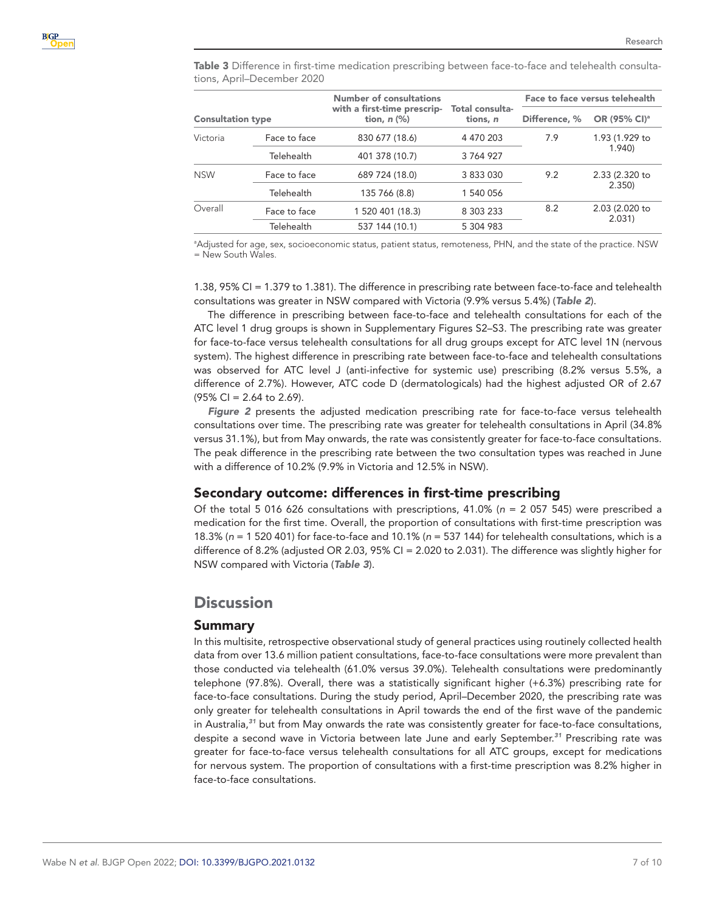**Table 3** Difference in first-time medication prescribing between face-to-face and telehealth consultations, April–December 2020

| Consultation type | | Number of consultations with a first-time prescription, *n* (%) | Total consultations, *n* | Face to face versus telehealth | |
|---|---|---|---|---|---|
| | | | | Difference, % | OR (95% CI)[a] |
| Victoria | Face to face | 830 677 (18.6) | 4 470 203 | 7.9 | 1.93 (1.929 to 1.940) |
| | Telehealth | 401 378 (10.7) | 3 764 927 | | |
| NSW | Face to face | 689 724 (18.0) | 3 833 030 | 9.2 | 2.33 (2.320 to 2.350) |
| | Telehealth | 135 766 (8.8) | 1 540 056 | | |
| Overall | Face to face | 1 520 401 (18.3) | 8 303 233 | 8.2 | 2.03 (2.020 to 2.031) |
| | Telehealth | 537 144 (10.1) | 5 304 983 | | |

[a]Adjusted for age, sex, socioeconomic status, patient status, remoteness, PHN, and the state of the practice. NSW = New South Wales.

1.38, 95% CI = 1.379 to 1.381). The difference in prescribing rate between face-to-face and telehealth consultations was greater in NSW compared with Victoria (9.9% versus 5.4%) (***Table 2***).

The difference in prescribing between face-to-face and telehealth consultations for each of the ATC level 1 drug groups is shown in Supplementary Figures S2–S3. The prescribing rate was greater for face-to-face versus telehealth consultations for all drug groups except for ATC level 1N (nervous system). The highest difference in prescribing rate between face-to-face and telehealth consultations was observed for ATC level J (anti-infective for systemic use) prescribing (8.2% versus 5.5%, a difference of 2.7%). However, ATC code D (dermatologicals) had the highest adjusted OR of 2.67 (95% CI = 2.64 to 2.69).

***Figure 2*** presents the adjusted medication prescribing rate for face-to-face versus telehealth consultations over time. The prescribing rate was greater for telehealth consultations in April (34.8% versus 31.1%), but from May onwards, the rate was consistently greater for face-to-face consultations. The peak difference in the prescribing rate between the two consultation types was reached in June with a difference of 10.2% (9.9% in Victoria and 12.5% in NSW).

## Secondary outcome: differences in first-time prescribing

Of the total 5 016 626 consultations with prescriptions, 41.0% (*n* = 2 057 545) were prescribed a medication for the first time. Overall, the proportion of consultations with first-time prescription was 18.3% (*n* = 1 520 401) for face-to-face and 10.1% (*n* = 537 144) for telehealth consultations, which is a difference of 8.2% (adjusted OR 2.03, 95% CI = 2.020 to 2.031). The difference was slightly higher for NSW compared with Victoria (***Table 3***).

# Discussion

## Summary

In this multisite, retrospective observational study of general practices using routinely collected health data from over 13.6 million patient consultations, face-to-face consultations were more prevalent than those conducted via telehealth (61.0% versus 39.0%). Telehealth consultations were predominantly telephone (97.8%). Overall, there was a statistically significant higher (+6.3%) prescribing rate for face-to-face consultations. During the study period, April–December 2020, the prescribing rate was only greater for telehealth consultations in April towards the end of the first wave of the pandemic in Australia,[31] but from May onwards the rate was consistently greater for face-to-face consultations, despite a second wave in Victoria between late June and early September.[31] Prescribing rate was greater for face-to-face versus telehealth consultations for all ATC groups, except for medications for nervous system. The proportion of consultations with a first-time prescription was 8.2% higher in face-to-face consultations.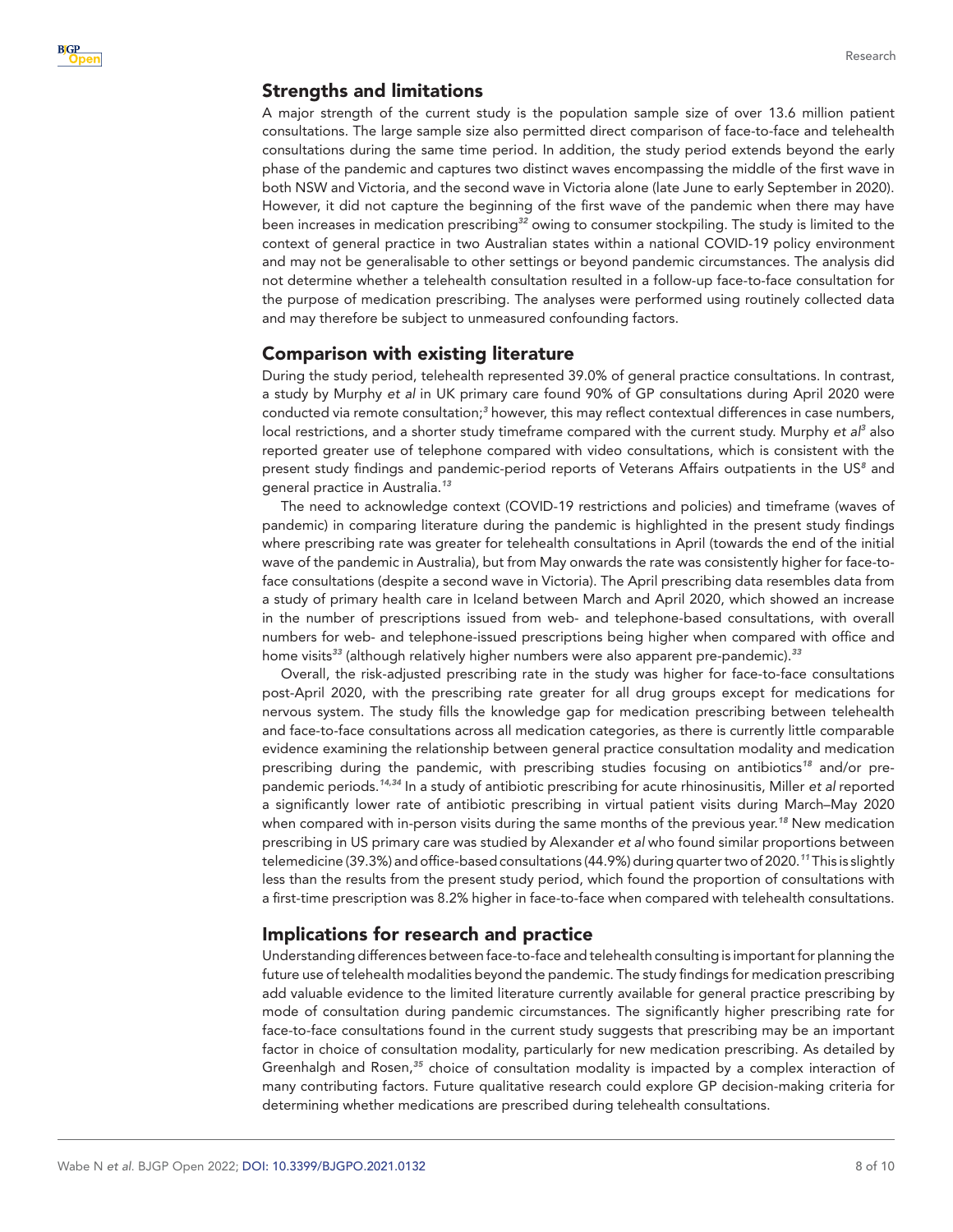## Strengths and limitations

A major strength of the current study is the population sample size of over 13.6 million patient consultations. The large sample size also permitted direct comparison of face-to-face and telehealth consultations during the same time period. In addition, the study period extends beyond the early phase of the pandemic and captures two distinct waves encompassing the middle of the first wave in both NSW and Victoria, and the second wave in Victoria alone (late June to early September in 2020). However, it did not capture the beginning of the first wave of the pandemic when there may have been increases in medication prescribing[32] owing to consumer stockpiling. The study is limited to the context of general practice in two Australian states within a national COVID-19 policy environment and may not be generalisable to other settings or beyond pandemic circumstances. The analysis did not determine whether a telehealth consultation resulted in a follow-up face-to-face consultation for the purpose of medication prescribing. The analyses were performed using routinely collected data and may therefore be subject to unmeasured confounding factors.

## Comparison with existing literature

During the study period, telehealth represented 39.0% of general practice consultations. In contrast, a study by Murphy *et al* in UK primary care found 90% of GP consultations during April 2020 were conducted via remote consultation;[3] however, this may reflect contextual differences in case numbers, local restrictions, and a shorter study timeframe compared with the current study. Murphy *et al*[3] also reported greater use of telephone compared with video consultations, which is consistent with the present study findings and pandemic-period reports of Veterans Affairs outpatients in the US[8] and general practice in Australia.[13]

The need to acknowledge context (COVID-19 restrictions and policies) and timeframe (waves of pandemic) in comparing literature during the pandemic is highlighted in the present study findings where prescribing rate was greater for telehealth consultations in April (towards the end of the initial wave of the pandemic in Australia), but from May onwards the rate was consistently higher for face-to-face consultations (despite a second wave in Victoria). The April prescribing data resembles data from a study of primary health care in Iceland between March and April 2020, which showed an increase in the number of prescriptions issued from web- and telephone-based consultations, with overall numbers for web- and telephone-issued prescriptions being higher when compared with office and home visits[33] (although relatively higher numbers were also apparent pre-pandemic).[33]

Overall, the risk-adjusted prescribing rate in the study was higher for face-to-face consultations post-April 2020, with the prescribing rate greater for all drug groups except for medications for nervous system. The study fills the knowledge gap for medication prescribing between telehealth and face-to-face consultations across all medication categories, as there is currently little comparable evidence examining the relationship between general practice consultation modality and medication prescribing during the pandemic, with prescribing studies focusing on antibiotics[18] and/or pre-pandemic periods.[14,34] In a study of antibiotic prescribing for acute rhinosinusitis, Miller *et al* reported a significantly lower rate of antibiotic prescribing in virtual patient visits during March–May 2020 when compared with in-person visits during the same months of the previous year.[18] New medication prescribing in US primary care was studied by Alexander *et al* who found similar proportions between telemedicine (39.3%) and office-based consultations (44.9%) during quarter two of 2020.[11] This is slightly less than the results from the present study period, which found the proportion of consultations with a first-time prescription was 8.2% higher in face-to-face when compared with telehealth consultations.

## Implications for research and practice

Understanding differences between face-to-face and telehealth consulting is important for planning the future use of telehealth modalities beyond the pandemic. The study findings for medication prescribing add valuable evidence to the limited literature currently available for general practice prescribing by mode of consultation during pandemic circumstances. The significantly higher prescribing rate for face-to-face consultations found in the current study suggests that prescribing may be an important factor in choice of consultation modality, particularly for new medication prescribing. As detailed by Greenhalgh and Rosen,[35] choice of consultation modality is impacted by a complex interaction of many contributing factors. Future qualitative research could explore GP decision-making criteria for determining whether medications are prescribed during telehealth consultations.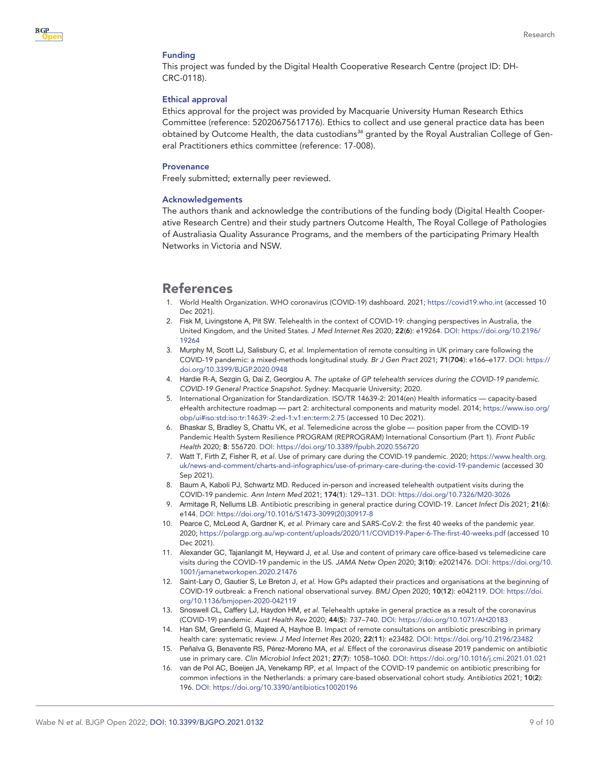### Funding

This project was funded by the Digital Health Cooperative Research Centre (project ID: DH-CRC-0118).

### Ethical approval

Ethics approval for the project was provided by Macquarie University Human Research Ethics Committee (reference: 52020675617176). Ethics to collect and use general practice data has been obtained by Outcome Health, the data custodians[36] granted by the Royal Australian College of General Practitioners ethics committee (reference: 17-008).

### Provenance

Freely submitted; externally peer reviewed.

### Acknowledgements

The authors thank and acknowledge the contributions of the funding body (Digital Health Cooperative Research Centre) and their study partners Outcome Health, The Royal College of Pathologies of Australiasia Quality Assurance Programs, and the members of the participating Primary Health Networks in Victoria and NSW.

## References

1. World Health Organization. WHO coronavirus (COVID-19) dashboard. 2021; https://covid19.who.int (accessed 10 Dec 2021).
2. Fisk M, Livingstone A, Pit SW. Telehealth in the context of COVID-19: changing perspectives in Australia, the United Kingdom, and the United States. *J Med Internet Res* 2020; **22**(**6**): e19264. DOI: https://doi.org/10.2196/19264
3. Murphy M, Scott LJ, Salisbury C, *et al*. Implementation of remote consulting in UK primary care following the COVID-19 pandemic: a mixed-methods longitudinal study. *Br J Gen Pract* 2021; **71**(**704**): e166–e177. DOI: https://doi.org/10.3399/BJGP.2020.0948
4. Hardie R-A, Sezgin G, Dai Z, Georgiou A. *The uptake of GP telehealth services during the COVID-19 pandemic. COVID-19 General Practice Snapshot*. Sydney: Macquarie University; 2020.
5. International Organization for Standardization. ISO/TR 14639-2: 2014(en) Health informatics — capacity-based eHealth architecture roadmap — part 2: architectural components and maturity model. 2014; https://www.iso.org/obp/ui#iso:std:iso:tr:14639:-2:ed-1:v1:en:term:2.75 (accessed 10 Dec 2021).
6. Bhaskar S, Bradley S, Chattu VK, *et al*. Telemedicine across the globe — position paper from the COVID-19 Pandemic Health System Resilience PROGRAM (REPROGRAM) International Consortium (Part 1). *Front Public Health* 2020; **8**: 556720. DOI: https://doi.org/10.3389/fpubh.2020.556720
7. Watt T, Firth Z, Fisher R, *et al*. Use of primary care during the COVID-19 pandemic. 2020; https://www.health.org.uk/news-and-comment/charts-and-infographics/use-of-primary-care-during-the-covid-19-pandemic (accessed 30 Sep 2021).
8. Baum A, Kaboli PJ, Schwartz MD. Reduced in-person and increased telehealth outpatient visits during the COVID-19 pandemic. *Ann Intern Med* 2021; **174**(**1**): 129–131. DOI: https://doi.org/10.7326/M20-3026
9. Armitage R, Nellums LB. Antibiotic prescribing in general practice during COVID-19. *Lancet Infect Dis* 2021; **21**(**6**): e144. DOI: https://doi.org/10.1016/S1473-3099(20)30917-8
10. Pearce C, McLeod A, Gardner K, *et al*. Primary care and SARS-CoV-2: the first 40 weeks of the pandemic year. 2020; https://polargp.org.au/wp-content/uploads/2020/11/COVID19-Paper-6-The-first-40-weeks.pdf (accessed 10 Dec 2021).
11. Alexander GC, Tajanlangit M, Heyward J, *et al*. Use and content of primary care office-based vs telemedicine care visits during the COVID-19 pandemic in the US. *JAMA Netw Open* 2020; **3**(**10**): e2021476. DOI: https://doi.org/10.1001/jamanetworkopen.2020.21476
12. Saint-Lary O, Gautier S, Le Breton J, *et al*. How GPs adapted their practices and organisations at the beginning of COVID-19 outbreak: a French national observational survey. *BMJ Open* 2020; **10**(**12**): e042119. DOI: https://doi.org/10.1136/bmjopen-2020-042119
13. Snoswell CL, Caffery LJ, Haydon HM, *et al*. Telehealth uptake in general practice as a result of the coronavirus (COVID-19) pandemic. *Aust Health Rev* 2020; **44**(**5**): 737–740. DOI: https://doi.org/10.1071/AH20183
14. Han SM, Greenfield G, Majeed A, Hayhoe B. Impact of remote consultations on antibiotic prescribing in primary health care: systematic review. *J Med Internet Res* 2020; **22**(**11**): e23482. DOI: https://doi.org/10.2196/23482
15. Peñalva G, Benavente RS, Pérez-Moreno MA, *et al*. Effect of the coronavirus disease 2019 pandemic on antibiotic use in primary care. *Clin Microbiol Infect* 2021; **27**(**7**): 1058–1060. DOI: https://doi.org/10.1016/j.cmi.2021.01.021
16. van de Pol AC, Boeijen JA, Venekamp RP, *et al*. Impact of the COVID-19 pandemic on antibiotic prescribing for common infections in the Netherlands: a primary care-based observational cohort study. *Antibiotics* 2021; **10**(**2**): 196. DOI: https://doi.org/10.3390/antibiotics10020196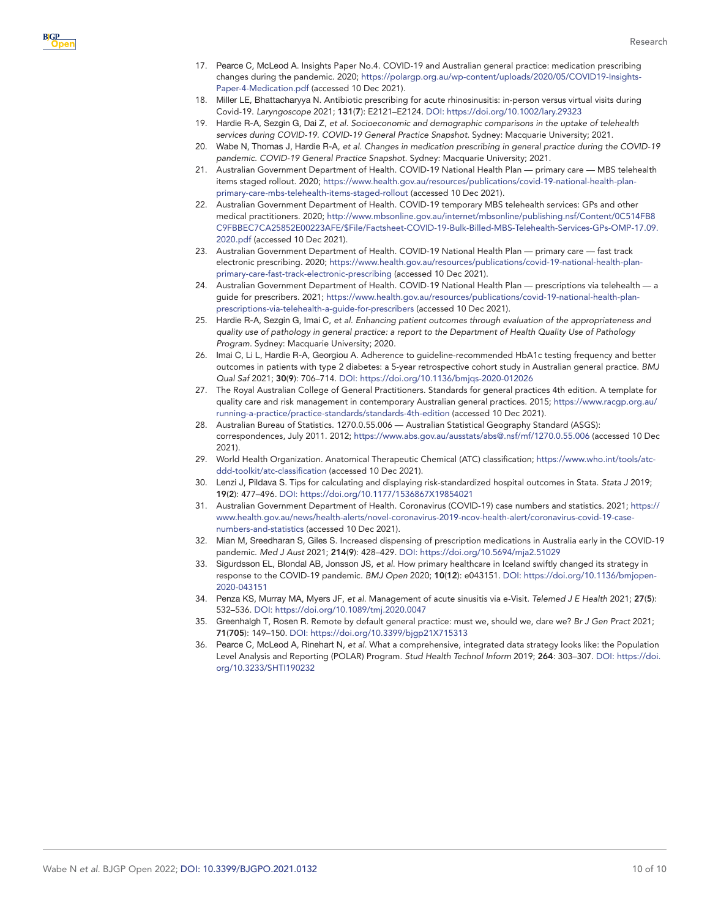17. Pearce C, McLeod A. Insights Paper No.4. COVID-19 and Australian general practice: medication prescribing changes during the pandemic. 2020; https://polargp.org.au/wp-content/uploads/2020/05/COVID19-Insights-Paper-4-Medication.pdf (accessed 10 Dec 2021).
18. Miller LE, Bhattacharyya N. Antibiotic prescribing for acute rhinosinusitis: in-person versus virtual visits during Covid-19. *Laryngoscope* 2021; **131**(**7**): E2121–E2124. DOI: https://doi.org/10.1002/lary.29323
19. Hardie R-A, Sezgin G, Dai Z, *et al. Socioeconomic and demographic comparisons in the uptake of telehealth services during COVID-19. COVID-19 General Practice Snapshot*. Sydney: Macquarie University; 2021.
20. Wabe N, Thomas J, Hardie R-A, *et al. Changes in medication prescribing in general practice during the COVID-19 pandemic. COVID-19 General Practice Snapshot*. Sydney: Macquarie University; 2021.
21. Australian Government Department of Health. COVID-19 National Health Plan — primary care — MBS telehealth items staged rollout. 2020; https://www.health.gov.au/resources/publications/covid-19-national-health-plan-primary-care-mbs-telehealth-items-staged-rollout (accessed 10 Dec 2021).
22. Australian Government Department of Health. COVID-19 temporary MBS telehealth services: GPs and other medical practitioners. 2020; http://www.mbsonline.gov.au/internet/mbsonline/publishing.nsf/Content/0C514FB8C9FBBEC7CA25852E00223AFE/$File/Factsheet-COVID-19-Bulk-Billed-MBS-Telehealth-Services-GPs-OMP-17.09.2020.pdf (accessed 10 Dec 2021).
23. Australian Government Department of Health. COVID-19 National Health Plan — primary care — fast track electronic prescribing. 2020; https://www.health.gov.au/resources/publications/covid-19-national-health-plan-primary-care-fast-track-electronic-prescribing (accessed 10 Dec 2021).
24. Australian Government Department of Health. COVID-19 National Health Plan — prescriptions via telehealth — a guide for prescribers. 2021; https://www.health.gov.au/resources/publications/covid-19-national-health-plan-prescriptions-via-telehealth-a-guide-for-prescribers (accessed 10 Dec 2021).
25. Hardie R-A, Sezgin G, Imai C, *et al. Enhancing patient outcomes through evaluation of the appropriateness and quality use of pathology in general practice: a report to the Department of Health Quality Use of Pathology Program*. Sydney: Macquarie University; 2020.
26. Imai C, Li L, Hardie R-A, Georgiou A. Adherence to guideline-recommended HbA1c testing frequency and better outcomes in patients with type 2 diabetes: a 5-year retrospective cohort study in Australian general practice. *BMJ Qual Saf* 2021; **30**(**9**): 706–714. DOI: https://doi.org/10.1136/bmjqs-2020-012026
27. The Royal Australian College of General Practitioners. Standards for general practices 4th edition. A template for quality care and risk management in contemporary Australian general practices. 2015; https://www.racgp.org.au/running-a-practice/practice-standards/standards-4th-edition (accessed 10 Dec 2021).
28. Australian Bureau of Statistics. 1270.0.55.006 — Australian Statistical Geography Standard (ASGS): correspondences, July 2011. 2012; https://www.abs.gov.au/ausstats/abs@.nsf/mf/1270.0.55.006 (accessed 10 Dec 2021).
29. World Health Organization. Anatomical Therapeutic Chemical (ATC) classification; https://www.who.int/tools/atc-ddd-toolkit/atc-classification (accessed 10 Dec 2021).
30. Lenzi J, Pildava S. Tips for calculating and displaying risk-standardized hospital outcomes in Stata. *Stata J* 2019; **19**(**2**): 477–496. DOI: https://doi.org/10.1177/1536867X19854021
31. Australian Government Department of Health. Coronavirus (COVID-19) case numbers and statistics. 2021; https://www.health.gov.au/news/health-alerts/novel-coronavirus-2019-ncov-health-alert/coronavirus-covid-19-case-numbers-and-statistics (accessed 10 Dec 2021).
32. Mian M, Sreedharan S, Giles S. Increased dispensing of prescription medications in Australia early in the COVID-19 pandemic. *Med J Aust* 2021; **214**(**9**): 428–429. DOI: https://doi.org/10.5694/mja2.51029
33. Sigurdsson EL, Blondal AB, Jonsson JS, *et al.* How primary healthcare in Iceland swiftly changed its strategy in response to the COVID-19 pandemic. *BMJ Open* 2020; **10**(**12**): e043151. DOI: https://doi.org/10.1136/bmjopen-2020-043151
34. Penza KS, Murray MA, Myers JF, *et al.* Management of acute sinusitis via e-Visit. *Telemed J E Health* 2021; **27**(**5**): 532–536. DOI: https://doi.org/10.1089/tmj.2020.0047
35. Greenhalgh T, Rosen R. Remote by default general practice: must we, should we, dare we? *Br J Gen Pract* 2021; **71**(**705**): 149–150. DOI: https://doi.org/10.3399/bjgp21X715313
36. Pearce C, McLeod A, Rinehart N, *et al.* What a comprehensive, integrated data strategy looks like: the Population Level Analysis and Reporting (POLAR) Program. *Stud Health Technol Inform* 2019; **264**: 303–307. DOI: https://doi.org/10.3233/SHTI190232